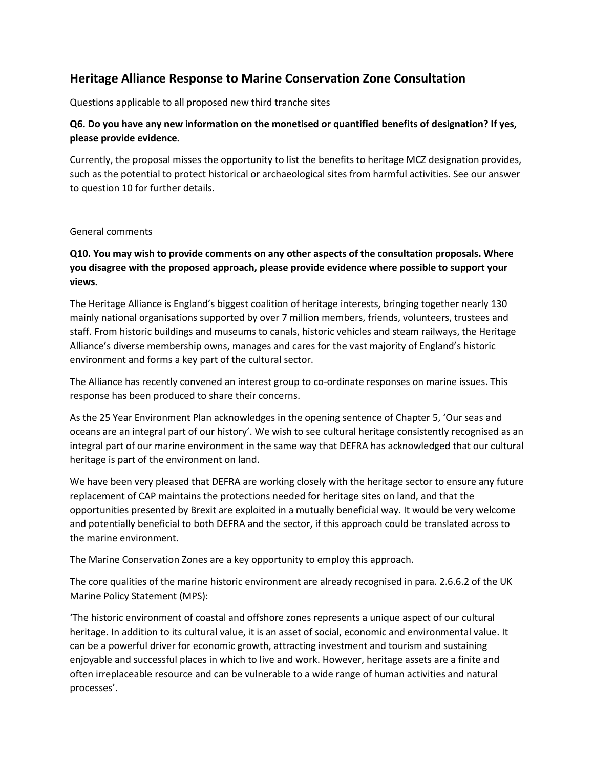# Heritage Alliance Response to Marine Conservation Zone Consultation

Questions applicable to all proposed new third tranche sites

**Q6. Do you have any new information on the monetised or quantified benefits of designation? If yes, please provide evidence.**

Currently, the proposal misses the opportunity to list the benefits to heritage MCZ designation provides, such as the potential to protect historical or archaeological sites from harmful activities. See our answer to question 10 for further details.

General comments

**Q10. You may wish to provide comments on any other aspects of the consultation proposals. Where you disagree with the proposed approach, please provide evidence where possible to support your views.**

The Heritage Alliance is England's biggest coalition of heritage interests, bringing together nearly 130 mainly national organisations supported by over 7 million members, friends, volunteers, trustees and staff. From historic buildings and museums to canals, historic vehicles and steam railways, the Heritage Alliance's diverse membership owns, manages and cares for the vast majority of England's historic environment and forms a key part of the cultural sector.

The Alliance has recently convened an interest group to co-ordinate responses on marine issues. This response has been produced to share their concerns.

As the 25 Year Environment Plan acknowledges in the opening sentence of Chapter 5, 'Our seas and oceans are an integral part of our history'. We wish to see cultural heritage consistently recognised as an integral part of our marine environment in the same way that DEFRA has acknowledged that our cultural heritage is part of the environment on land.

We have been very pleased that DEFRA are working closely with the heritage sector to ensure any future replacement of CAP maintains the protections needed for heritage sites on land, and that the opportunities presented by Brexit are exploited in a mutually beneficial way. It would be very welcome and potentially beneficial to both DEFRA and the sector, if this approach could be translated across to the marine environment.

The Marine Conservation Zones are a key opportunity to employ this approach.

The core qualities of the marine historic environment are already recognised in para. 2.6.6.2 of the UK Marine Policy Statement (MPS):

'The historic environment of coastal and offshore zones represents a unique aspect of our cultural heritage. In addition to its cultural value, it is an asset of social, economic and environmental value. It can be a powerful driver for economic growth, attracting investment and tourism and sustaining enjoyable and successful places in which to live and work. However, heritage assets are a finite and often irreplaceable resource and can be vulnerable to a wide range of human activities and natural processes'.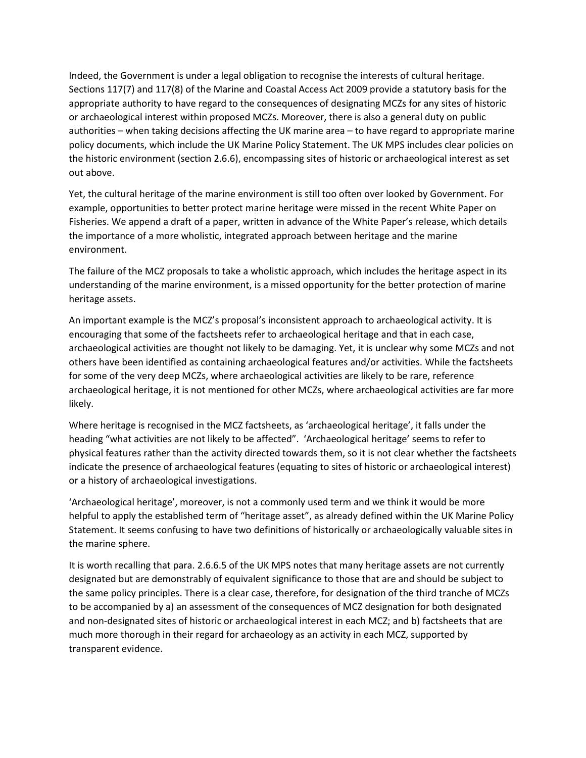Indeed, the Government is under a legal obligation to recognise the interests of cultural heritage. Sections 117(7) and 117(8) of the Marine and Coastal Access Act 2009 provide a statutory basis for the appropriate authority to have regard to the consequences of designating MCZs for any sites of historic or archaeological interest within proposed MCZs. Moreover, there is also a general duty on public authorities – when taking decisions affecting the UK marine area – to have regard to appropriate marine policy documents, which include the UK Marine Policy Statement. The UK MPS includes clear policies on the historic environment (section 2.6.6), encompassing sites of historic or archaeological interest as set out above.

Yet, the cultural heritage of the marine environment is still too often over looked by Government. For example, opportunities to better protect marine heritage were missed in the recent White Paper on Fisheries. We append a draft of a paper, written in advance of the White Paper's release, which details the importance of a more wholistic, integrated approach between heritage and the marine environment.

The failure of the MCZ proposals to take a wholistic approach, which includes the heritage aspect in its understanding of the marine environment, is a missed opportunity for the better protection of marine heritage assets.

An important example is the MCZ's proposal's inconsistent approach to archaeological activity. It is encouraging that some of the factsheets refer to archaeological heritage and that in each case, archaeological activities are thought not likely to be damaging. Yet, it is unclear why some MCZs and not others have been identified as containing archaeological features and/or activities. While the factsheets for some of the very deep MCZs, where archaeological activities are likely to be rare, reference archaeological heritage, it is not mentioned for other MCZs, where archaeological activities are far more likely.

Where heritage is recognised in the MCZ factsheets, as 'archaeological heritage', it falls under the heading "what activities are not likely to be affected". 'Archaeological heritage' seems to refer to physical features rather than the activity directed towards them, so it is not clear whether the factsheets indicate the presence of archaeological features (equating to sites of historic or archaeological interest) or a history of archaeological investigations.

'Archaeological heritage', moreover, is not a commonly used term and we think it would be more helpful to apply the established term of "heritage asset", as already defined within the UK Marine Policy Statement. It seems confusing to have two definitions of historically or archaeologically valuable sites in the marine sphere.

It is worth recalling that para. 2.6.6.5 of the UK MPS notes that many heritage assets are not currently designated but are demonstrably of equivalent significance to those that are and should be subject to the same policy principles. There is a clear case, therefore, for designation of the third tranche of MCZs to be accompanied by a) an assessment of the consequences of MCZ designation for both designated and non-designated sites of historic or archaeological interest in each MCZ; and b) factsheets that are much more thorough in their regard for archaeology as an activity in each MCZ, supported by transparent evidence.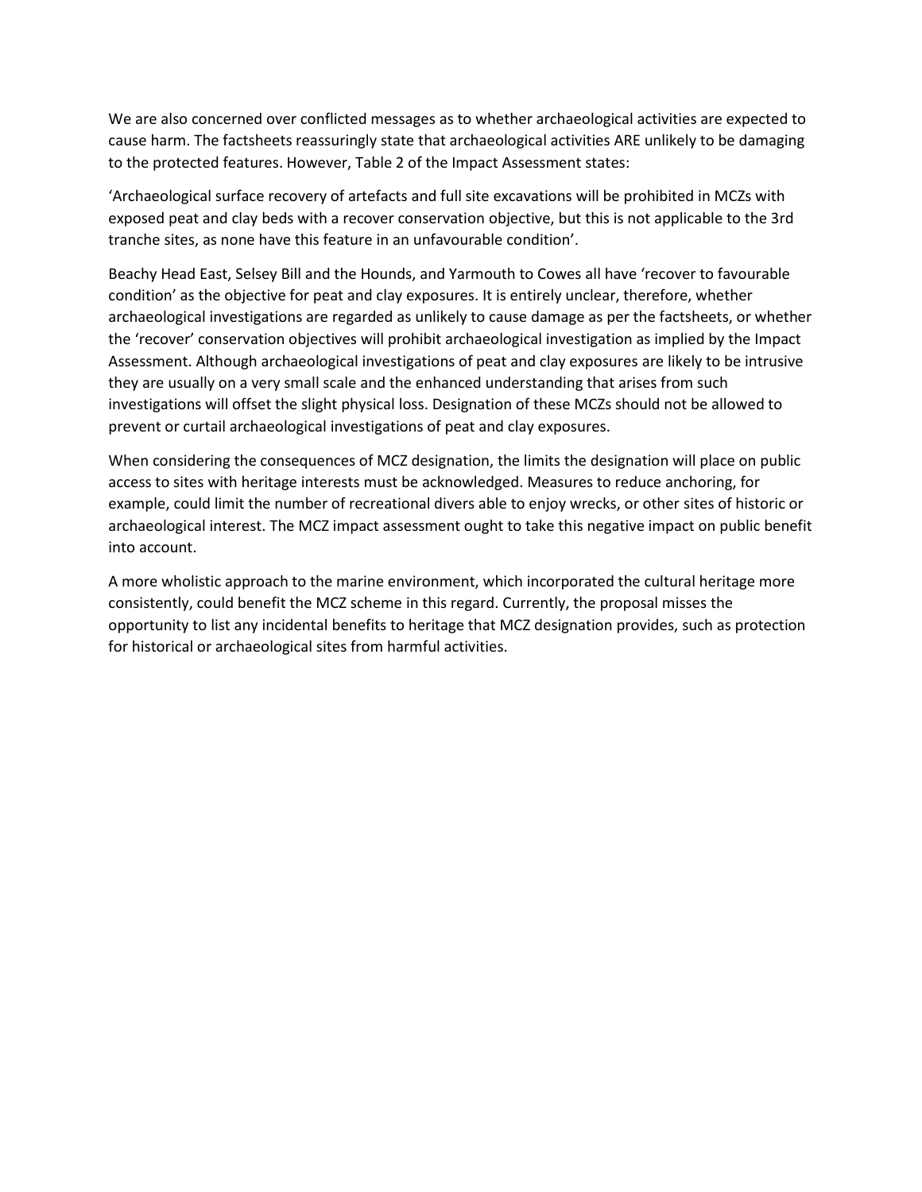We are also concerned over conflicted messages as to whether archaeological activities are expected to cause harm. The factsheets reassuringly state that archaeological activities ARE unlikely to be damaging to the protected features. However, Table 2 of the Impact Assessment states:

'Archaeological surface recovery of artefacts and full site excavations will be prohibited in MCZs with exposed peat and clay beds with a recover conservation objective, but this is not applicable to the 3rd tranche sites, as none have this feature in an unfavourable condition'.

Beachy Head East, Selsey Bill and the Hounds, and Yarmouth to Cowes all have 'recover to favourable condition' as the objective for peat and clay exposures. It is entirely unclear, therefore, whether archaeological investigations are regarded as unlikely to cause damage as per the factsheets, or whether the 'recover' conservation objectives will prohibit archaeological investigation as implied by the Impact Assessment. Although archaeological investigations of peat and clay exposures are likely to be intrusive they are usually on a very small scale and the enhanced understanding that arises from such investigations will offset the slight physical loss. Designation of these MCZs should not be allowed to prevent or curtail archaeological investigations of peat and clay exposures.

When considering the consequences of MCZ designation, the limits the designation will place on public access to sites with heritage interests must be acknowledged. Measures to reduce anchoring, for example, could limit the number of recreational divers able to enjoy wrecks, or other sites of historic or archaeological interest. The MCZ impact assessment ought to take this negative impact on public benefit into account.

A more wholistic approach to the marine environment, which incorporated the cultural heritage more consistently, could benefit the MCZ scheme in this regard. Currently, the proposal misses the opportunity to list any incidental benefits to heritage that MCZ designation provides, such as protection for historical or archaeological sites from harmful activities.